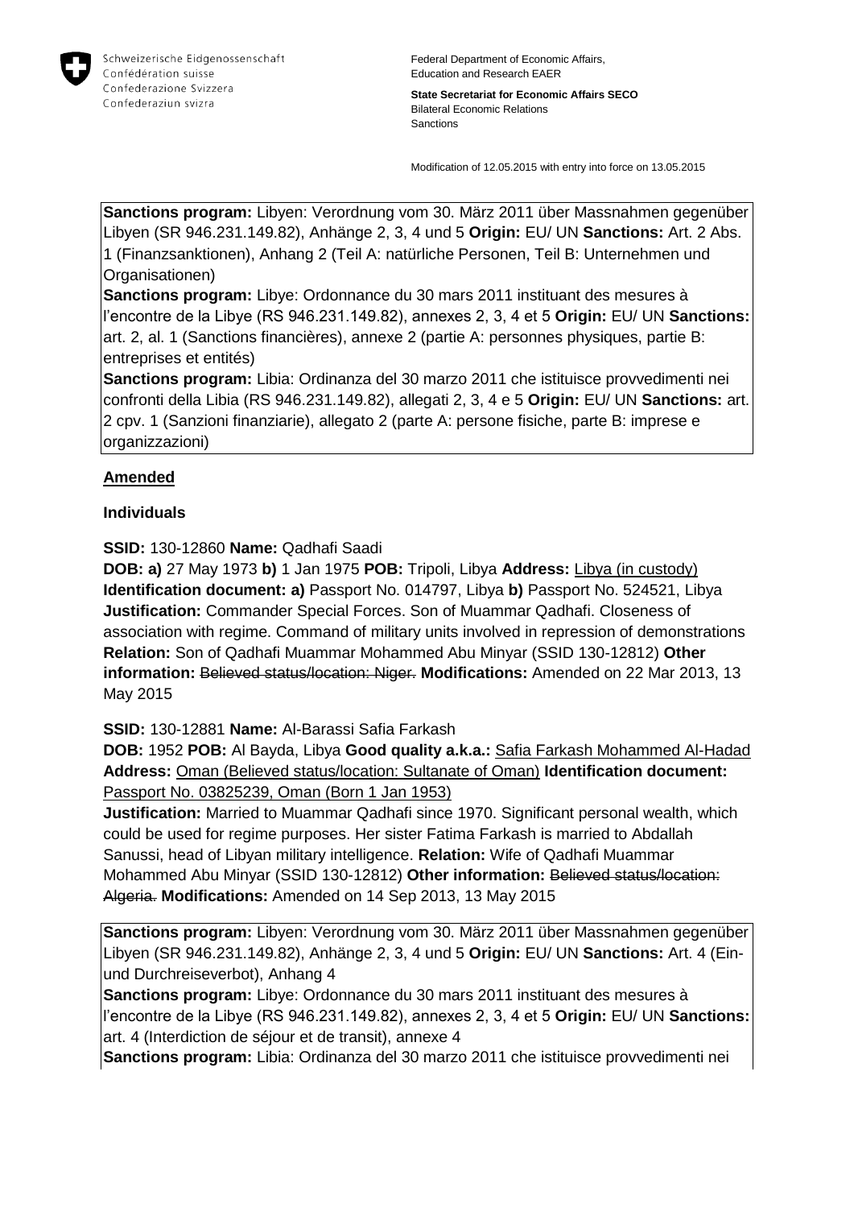Schweizerische Eidgenossenschaft
Confédération suisse
Confederazione Svizzera
Confederaziun svizra

Federal Department of Economic Affairs, Education and Research EAER

**State Secretariat for Economic Affairs SECO**
Bilateral Economic Relations
Sanctions

Modification of 12.05.2015 with entry into force on 13.05.2015

**Sanctions program:** Libyen: Verordnung vom 30. März 2011 über Massnahmen gegenüber Libyen (SR 946.231.149.82), Anhänge 2, 3, 4 und 5 **Origin:** EU/ UN **Sanctions:** Art. 2 Abs. 1 (Finanzsanktionen), Anhang 2 (Teil A: natürliche Personen, Teil B: Unternehmen und Organisationen)
**Sanctions program:** Libye: Ordonnance du 30 mars 2011 instituant des mesures à l'encontre de la Libye (RS 946.231.149.82), annexes 2, 3, 4 et 5 **Origin:** EU/ UN **Sanctions:** art. 2, al. 1 (Sanctions financières), annexe 2 (partie A: personnes physiques, partie B: entreprises et entités)
**Sanctions program:** Libia: Ordinanza del 30 marzo 2011 che istituisce provvedimenti nei confronti della Libia (RS 946.231.149.82), allegati 2, 3, 4 e 5 **Origin:** EU/ UN **Sanctions:** art. 2 cpv. 1 (Sanzioni finanziarie), allegato 2 (parte A: persone fisiche, parte B: imprese e organizzazioni)

**Amended**

**Individuals**

**SSID:** 130-12860 **Name:** Qadhafi Saadi
**DOB: a)** 27 May 1973 **b)** 1 Jan 1975 **POB:** Tripoli, Libya **Address:** Libya (in custody) **Identification document: a)** Passport No. 014797, Libya **b)** Passport No. 524521, Libya **Justification:** Commander Special Forces. Son of Muammar Qadhafi. Closeness of association with regime. Command of military units involved in repression of demonstrations **Relation:** Son of Qadhafi Muammar Mohammed Abu Minyar (SSID 130-12812) **Other information:** ~~Believed status/location: Niger.~~ **Modifications:** Amended on 22 Mar 2013, 13 May 2015

**SSID:** 130-12881 **Name:** Al-Barassi Safia Farkash
**DOB:** 1952 **POB:** Al Bayda, Libya **Good quality a.k.a.:** Safia Farkash Mohammed Al-Hadad **Address:** Oman (Believed status/location: Sultanate of Oman) **Identification document:** Passport No. 03825239, Oman (Born 1 Jan 1953)
**Justification:** Married to Muammar Qadhafi since 1970. Significant personal wealth, which could be used for regime purposes. Her sister Fatima Farkash is married to Abdallah Sanussi, head of Libyan military intelligence. **Relation:** Wife of Qadhafi Muammar Mohammed Abu Minyar (SSID 130-12812) **Other information:** ~~Believed status/location: Algeria.~~ **Modifications:** Amended on 14 Sep 2013, 13 May 2015

**Sanctions program:** Libyen: Verordnung vom 30. März 2011 über Massnahmen gegenüber Libyen (SR 946.231.149.82), Anhänge 2, 3, 4 und 5 **Origin:** EU/ UN **Sanctions:** Art. 4 (Ein- und Durchreiseverbot), Anhang 4
**Sanctions program:** Libye: Ordonnance du 30 mars 2011 instituant des mesures à l'encontre de la Libye (RS 946.231.149.82), annexes 2, 3, 4 et 5 **Origin:** EU/ UN **Sanctions:** art. 4 (Interdiction de séjour et de transit), annexe 4
**Sanctions program:** Libia: Ordinanza del 30 marzo 2011 che istituisce provvedimenti nei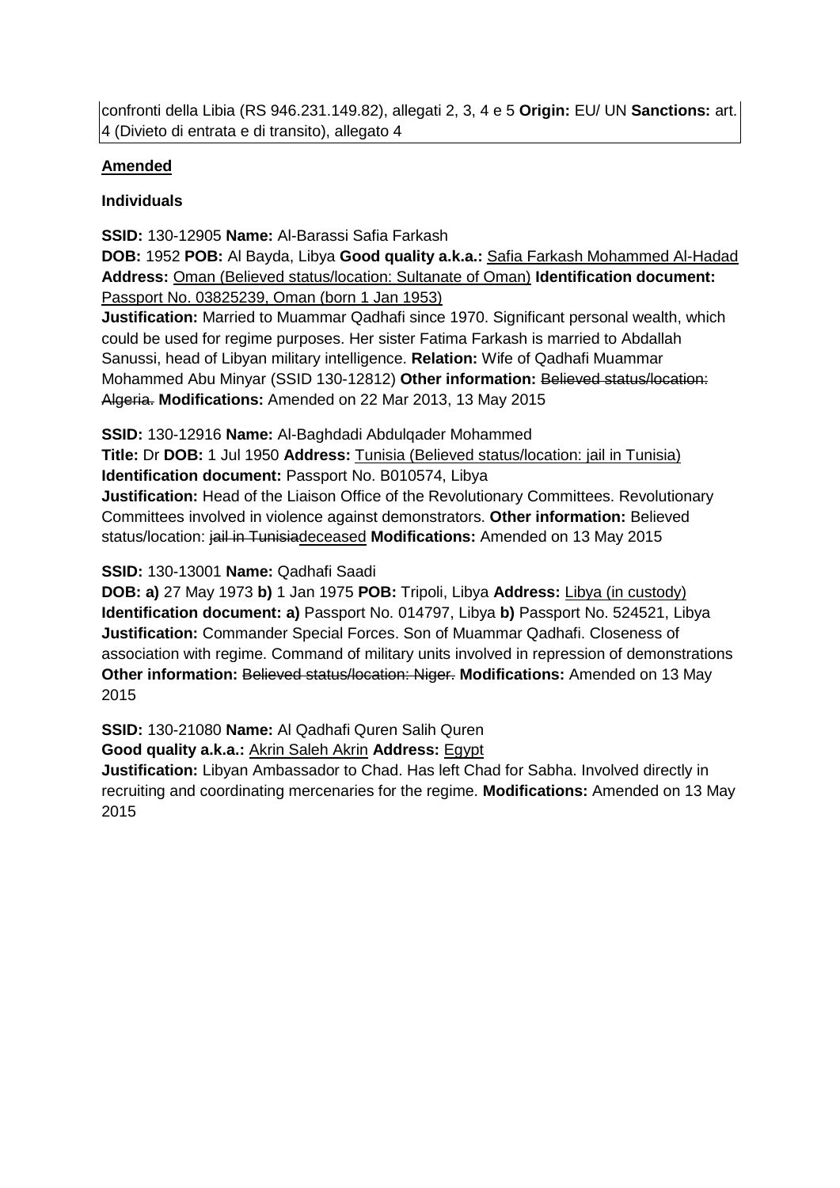confronti della Libia (RS 946.231.149.82), allegati 2, 3, 4 e 5 **Origin:** EU/ UN **Sanctions:** art. 4 (Divieto di entrata e di transito), allegato 4

**Amended**

**Individuals**

**SSID:** 130-12905 **Name:** Al-Barassi Safia Farkash
**DOB:** 1952 **POB:** Al Bayda, Libya **Good quality a.k.a.:** Safia Farkash Mohammed Al-Hadad **Address:** Oman (Believed status/location: Sultanate of Oman) **Identification document:** Passport No. 03825239, Oman (born 1 Jan 1953)
**Justification:** Married to Muammar Qadhafi since 1970. Significant personal wealth, which could be used for regime purposes. Her sister Fatima Farkash is married to Abdallah Sanussi, head of Libyan military intelligence. **Relation:** Wife of Qadhafi Muammar Mohammed Abu Minyar (SSID 130-12812) **Other information:** ~~Believed status/location: Algeria.~~ **Modifications:** Amended on 22 Mar 2013, 13 May 2015

**SSID:** 130-12916 **Name:** Al-Baghdadi Abdulqader Mohammed
**Title:** Dr **DOB:** 1 Jul 1950 **Address:** Tunisia (Believed status/location: jail in Tunisia) **Identification document:** Passport No. B010574, Libya
**Justification:** Head of the Liaison Office of the Revolutionary Committees. Revolutionary Committees involved in violence against demonstrators. **Other information:** Believed status/location: ~~jail in Tunisia~~deceased **Modifications:** Amended on 13 May 2015

**SSID:** 130-13001 **Name:** Qadhafi Saadi
**DOB: a)** 27 May 1973 **b)** 1 Jan 1975 **POB:** Tripoli, Libya **Address:** Libya (in custody) **Identification document: a)** Passport No. 014797, Libya **b)** Passport No. 524521, Libya
**Justification:** Commander Special Forces. Son of Muammar Qadhafi. Closeness of association with regime. Command of military units involved in repression of demonstrations **Other information:** ~~Believed status/location: Niger.~~ **Modifications:** Amended on 13 May 2015

**SSID:** 130-21080 **Name:** Al Qadhafi Quren Salih Quren
**Good quality a.k.a.:** Akrin Saleh Akrin **Address:** Egypt
**Justification:** Libyan Ambassador to Chad. Has left Chad for Sabha. Involved directly in recruiting and coordinating mercenaries for the regime. **Modifications:** Amended on 13 May 2015